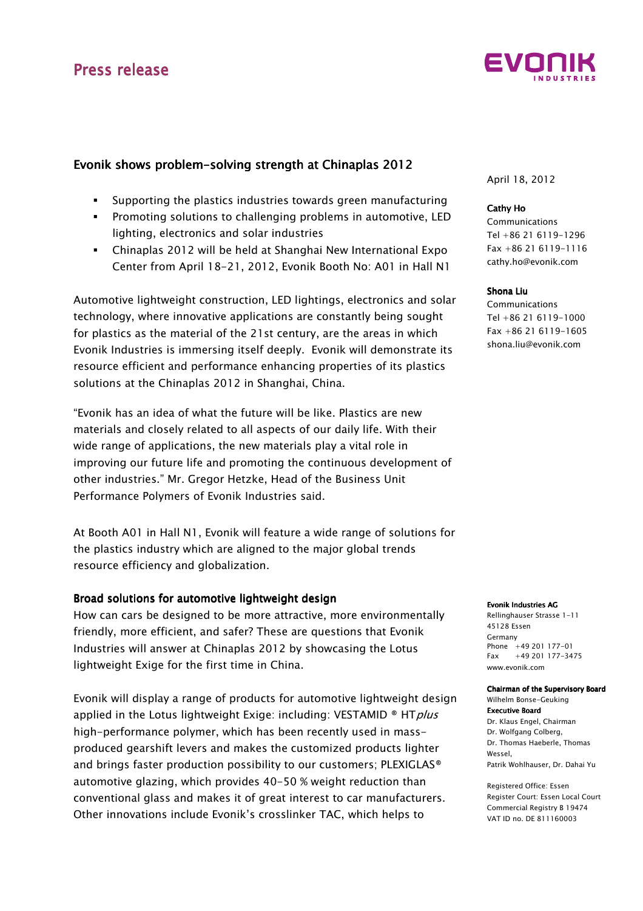# Press release

## Evonik shows problem-solving strength at Chinaplas 2012

- Supporting the plastics industries towards green manufacturing
- Promoting solutions to challenging problems in automotive, LED lighting, electronics and solar industries
- Chinaplas 2012 will be held at Shanghai New International Expo Center from April 18-21, 2012, Evonik Booth No: A01 in Hall N1

April 18, 2012

**Cathy Ho**
Communications
Tel +86 21 6119-1296
Fax +86 21 6119-1116
cathy.ho@evonik.com

**Shona Liu**
Communications
Tel +86 21 6119-1000
Fax +86 21 6119-1605
shona.liu@evonik.com

Automotive lightweight construction, LED lightings, electronics and solar technology, where innovative applications are constantly being sought for plastics as the material of the 21st century, are the areas in which Evonik Industries is immersing itself deeply. Evonik will demonstrate its resource efficient and performance enhancing properties of its plastics solutions at the Chinaplas 2012 in Shanghai, China.

"Evonik has an idea of what the future will be like. Plastics are new materials and closely related to all aspects of our daily life. With their wide range of applications, the new materials play a vital role in improving our future life and promoting the continuous development of other industries." Mr. Gregor Hetzke, Head of the Business Unit Performance Polymers of Evonik Industries said.

At Booth A01 in Hall N1, Evonik will feature a wide range of solutions for the plastics industry which are aligned to the major global trends resource efficiency and globalization.

### Broad solutions for automotive lightweight design

How can cars be designed to be more attractive, more environmentally friendly, more efficient, and safer? These are questions that Evonik Industries will answer at Chinaplas 2012 by showcasing the Lotus lightweight Exige for the first time in China.

Evonik will display a range of products for automotive lightweight design applied in the Lotus lightweight Exige: including: VESTAMID ® HT*plus* high-performance polymer, which has been recently used in mass-produced gearshift levers and makes the customized products lighter and brings faster production possibility to our customers; PLEXIGLAS® automotive glazing, which provides 40-50 % weight reduction than conventional glass and makes it of great interest to car manufacturers. Other innovations include Evonik's crosslinker TAC, which helps to

**Evonik Industries AG**
Rellinghauser Strasse 1-11
45128 Essen
Germany
Phone +49 201 177-01
Fax +49 201 177-3475
www.evonik.com

**Chairman of the Supervisory Board**
Wilhelm Bonse-Geuking
**Executive Board**
Dr. Klaus Engel, Chairman
Dr. Wolfgang Colberg,
Dr. Thomas Haeberle, Thomas Wessel,
Patrik Wohlhauser, Dr. Dahai Yu

Registered Office: Essen
Register Court: Essen Local Court
Commercial Registry B 19474
VAT ID no. DE 811160003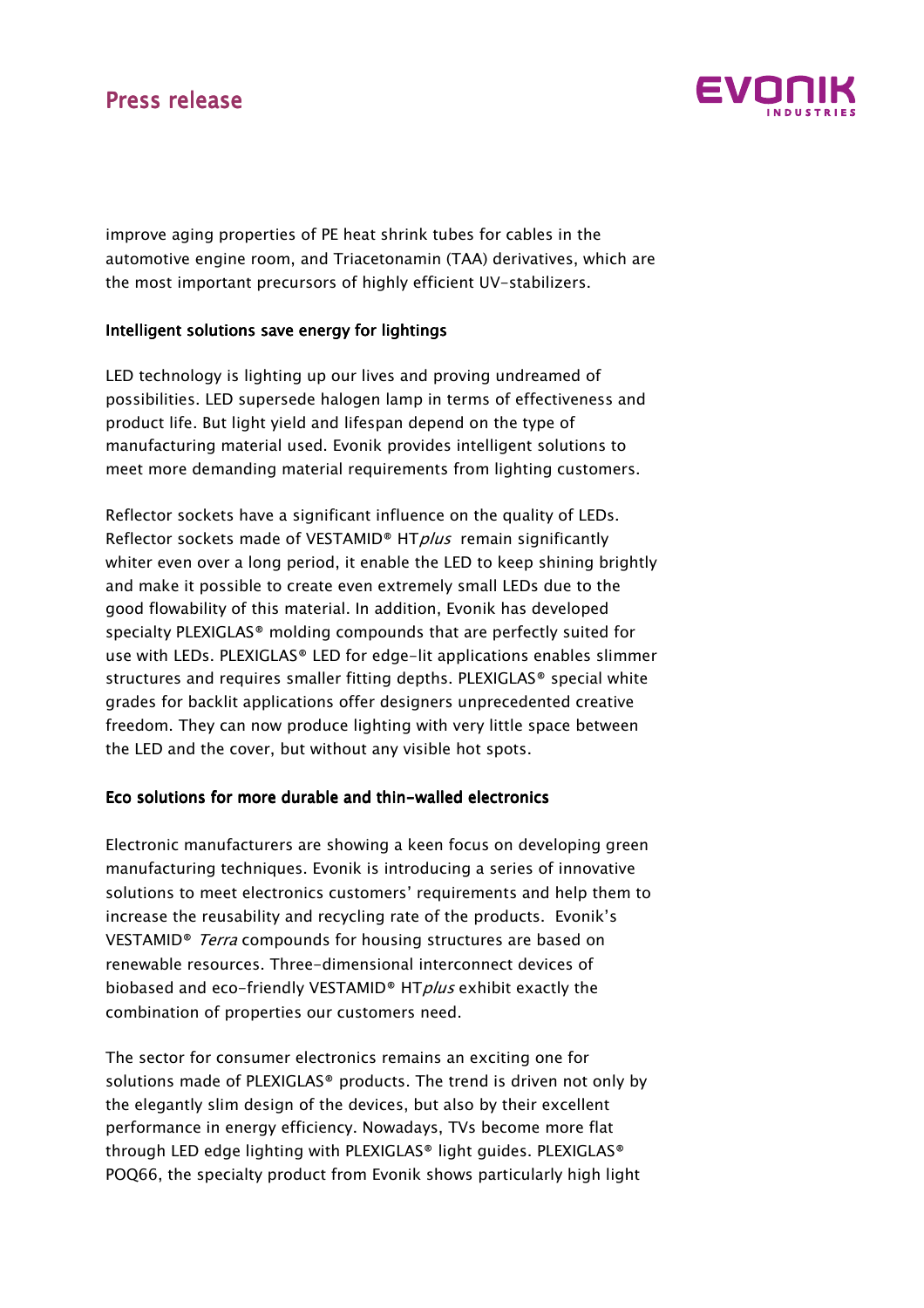improve aging properties of PE heat shrink tubes for cables in the automotive engine room, and Triacetonamin (TAA) derivatives, which are the most important precursors of highly efficient UV-stabilizers.

**Intelligent solutions save energy for lightings**

LED technology is lighting up our lives and proving undreamed of possibilities. LED supersede halogen lamp in terms of effectiveness and product life. But light yield and lifespan depend on the type of manufacturing material used. Evonik provides intelligent solutions to meet more demanding material requirements from lighting customers.

Reflector sockets have a significant influence on the quality of LEDs. Reflector sockets made of VESTAMID® HT*plus* remain significantly whiter even over a long period, it enable the LED to keep shining brightly and make it possible to create even extremely small LEDs due to the good flowability of this material. In addition, Evonik has developed specialty PLEXIGLAS® molding compounds that are perfectly suited for use with LEDs. PLEXIGLAS® LED for edge-lit applications enables slimmer structures and requires smaller fitting depths. PLEXIGLAS® special white grades for backlit applications offer designers unprecedented creative freedom. They can now produce lighting with very little space between the LED and the cover, but without any visible hot spots.

**Eco solutions for more durable and thin-walled electronics**

Electronic manufacturers are showing a keen focus on developing green manufacturing techniques. Evonik is introducing a series of innovative solutions to meet electronics customers' requirements and help them to increase the reusability and recycling rate of the products. Evonik's VESTAMID® *Terra* compounds for housing structures are based on renewable resources. Three-dimensional interconnect devices of biobased and eco-friendly VESTAMID® HT*plus* exhibit exactly the combination of properties our customers need.

The sector for consumer electronics remains an exciting one for solutions made of PLEXIGLAS® products. The trend is driven not only by the elegantly slim design of the devices, but also by their excellent performance in energy efficiency. Nowadays, TVs become more flat through LED edge lighting with PLEXIGLAS® light guides. PLEXIGLAS® POQ66, the specialty product from Evonik shows particularly high light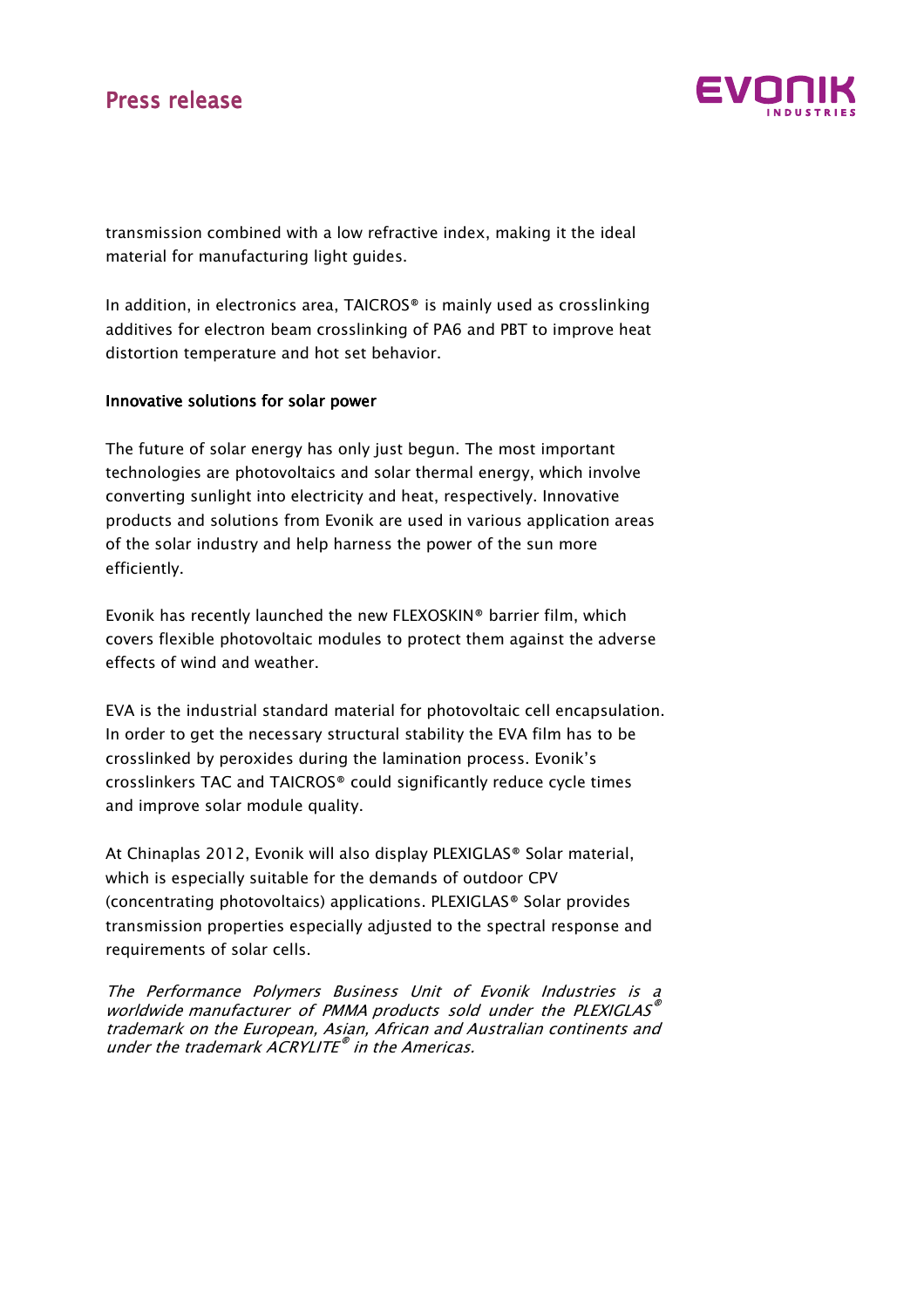transmission combined with a low refractive index, making it the ideal material for manufacturing light guides.

In addition, in electronics area, TAICROS® is mainly used as crosslinking additives for electron beam crosslinking of PA6 and PBT to improve heat distortion temperature and hot set behavior.

## Innovative solutions for solar power

The future of solar energy has only just begun. The most important technologies are photovoltaics and solar thermal energy, which involve converting sunlight into electricity and heat, respectively. Innovative products and solutions from Evonik are used in various application areas of the solar industry and help harness the power of the sun more efficiently.

Evonik has recently launched the new FLEXOSKIN® barrier film, which covers flexible photovoltaic modules to protect them against the adverse effects of wind and weather.

EVA is the industrial standard material for photovoltaic cell encapsulation. In order to get the necessary structural stability the EVA film has to be crosslinked by peroxides during the lamination process. Evonik's crosslinkers TAC and TAICROS® could significantly reduce cycle times and improve solar module quality.

At Chinaplas 2012, Evonik will also display PLEXIGLAS® Solar material, which is especially suitable for the demands of outdoor CPV (concentrating photovoltaics) applications. PLEXIGLAS® Solar provides transmission properties especially adjusted to the spectral response and requirements of solar cells.

*The Performance Polymers Business Unit of Evonik Industries is a worldwide manufacturer of PMMA products sold under the PLEXIGLAS® trademark on the European, Asian, African and Australian continents and under the trademark ACRYLITE® in the Americas.*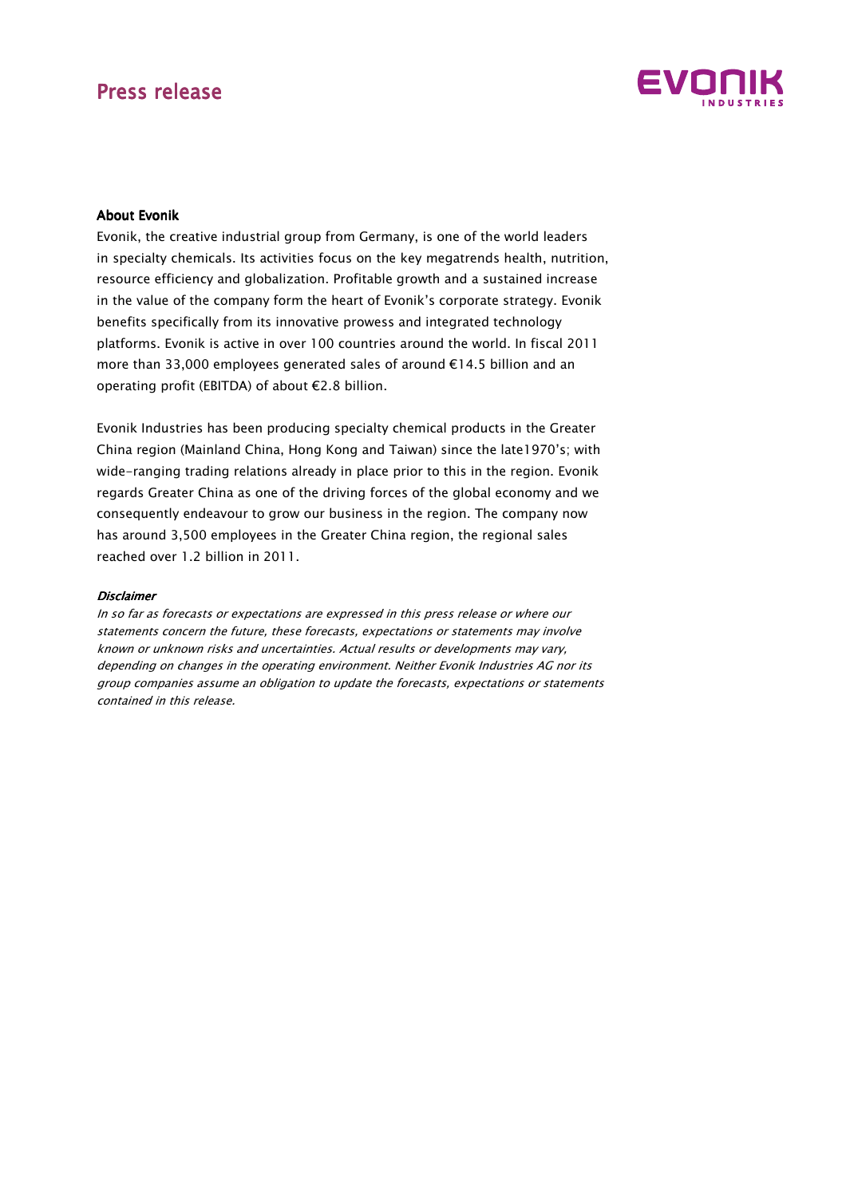**About Evonik**

Evonik, the creative industrial group from Germany, is one of the world leaders in specialty chemicals. Its activities focus on the key megatrends health, nutrition, resource efficiency and globalization. Profitable growth and a sustained increase in the value of the company form the heart of Evonik's corporate strategy. Evonik benefits specifically from its innovative prowess and integrated technology platforms. Evonik is active in over 100 countries around the world. In fiscal 2011 more than 33,000 employees generated sales of around €14.5 billion and an operating profit (EBITDA) of about €2.8 billion.

Evonik Industries has been producing specialty chemical products in the Greater China region (Mainland China, Hong Kong and Taiwan) since the late1970's; with wide-ranging trading relations already in place prior to this in the region. Evonik regards Greater China as one of the driving forces of the global economy and we consequently endeavour to grow our business in the region. The company now has around 3,500 employees in the Greater China region, the regional sales reached over 1.2 billion in 2011.

***Disclaimer***

*In so far as forecasts or expectations are expressed in this press release or where our statements concern the future, these forecasts, expectations or statements may involve known or unknown risks and uncertainties. Actual results or developments may vary, depending on changes in the operating environment. Neither Evonik Industries AG nor its group companies assume an obligation to update the forecasts, expectations or statements contained in this release.*